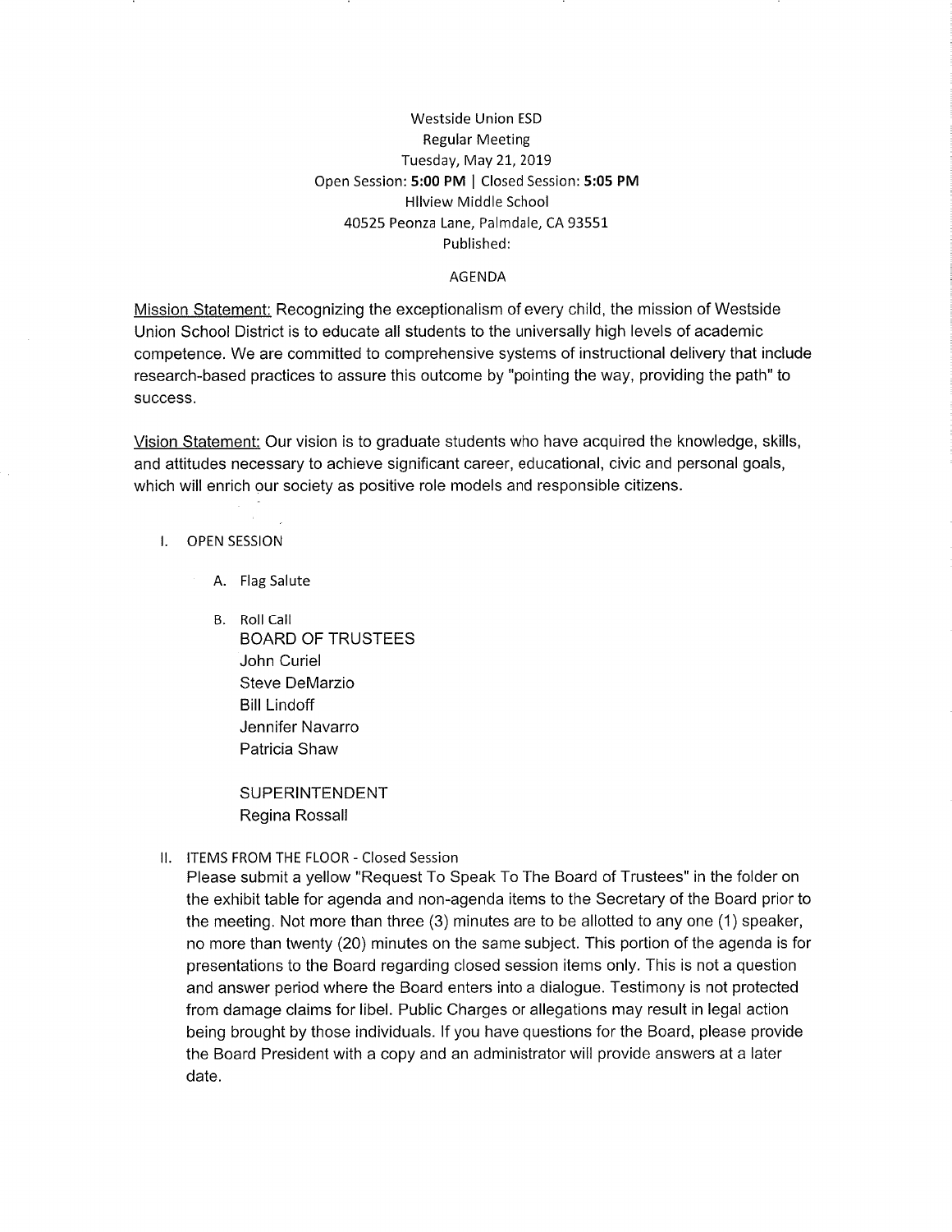Westside Union ESD
Regular Meeting
Tuesday, May 21, 2019
Open Session: **5:00 PM** | Closed Session: **5:05 PM**
Hllview Middle School
40525 Peonza Lane, Palmdale, CA 93551
Published:

AGENDA

Mission Statement: Recognizing the exceptionalism of every child, the mission of Westside Union School District is to educate all students to the universally high levels of academic competence. We are committed to comprehensive systems of instructional delivery that include research-based practices to assure this outcome by "pointing the way, providing the path" to success.

Vision Statement: Our vision is to graduate students who have acquired the knowledge, skills, and attitudes necessary to achieve significant career, educational, civic and personal goals, which will enrich our society as positive role models and responsible citizens.

I. OPEN SESSION

A. Flag Salute

B. Roll Call

BOARD OF TRUSTEES
John Curiel
Steve DeMarzio
Bill Lindoff
Jennifer Navarro
Patricia Shaw

SUPERINTENDENT
Regina Rossall

II. ITEMS FROM THE FLOOR - Closed Session

Please submit a yellow "Request To Speak To The Board of Trustees" in the folder on the exhibit table for agenda and non-agenda items to the Secretary of the Board prior to the meeting. Not more than three (3) minutes are to be allotted to any one (1) speaker, no more than twenty (20) minutes on the same subject. This portion of the agenda is for presentations to the Board regarding closed session items only. This is not a question and answer period where the Board enters into a dialogue. Testimony is not protected from damage claims for libel. Public Charges or allegations may result in legal action being brought by those individuals. If you have questions for the Board, please provide the Board President with a copy and an administrator will provide answers at a later date.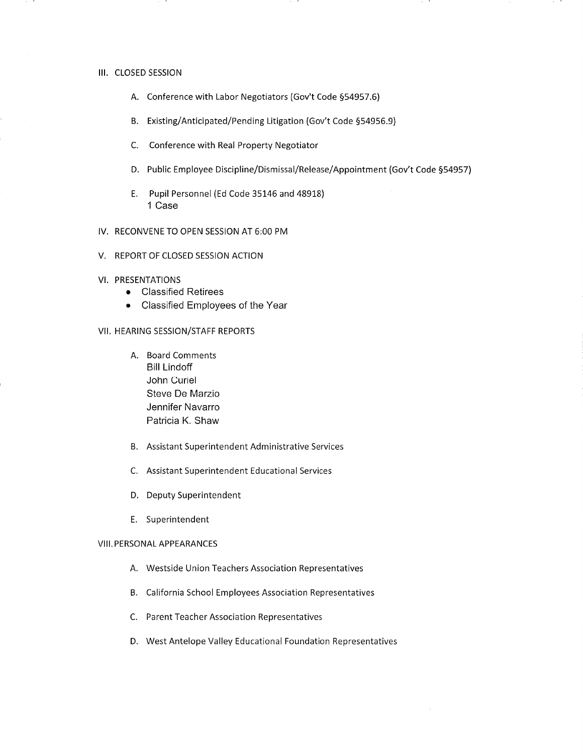III. CLOSED SESSION

A. Conference with Labor Negotiators (Gov't Code §54957.6)

B. Existing/Anticipated/Pending Litigation (Gov't Code §54956.9)

C. Conference with Real Property Negotiator

D. Public Employee Discipline/Dismissal/Release/Appointment (Gov't Code §54957)

E. Pupil Personnel (Ed Code 35146 and 48918)
1 Case

IV. RECONVENE TO OPEN SESSION AT 6:00 PM

V. REPORT OF CLOSED SESSION ACTION

VI. PRESENTATIONS

- Classified Retirees
- Classified Employees of the Year

VII. HEARING SESSION/STAFF REPORTS

A. Board Comments
Bill Lindoff
John Curiel
Steve De Marzio
Jennifer Navarro
Patricia K. Shaw

B. Assistant Superintendent Administrative Services

C. Assistant Superintendent Educational Services

D. Deputy Superintendent

E. Superintendent

VIII. PERSONAL APPEARANCES

A. Westside Union Teachers Association Representatives

B. California School Employees Association Representatives

C. Parent Teacher Association Representatives

D. West Antelope Valley Educational Foundation Representatives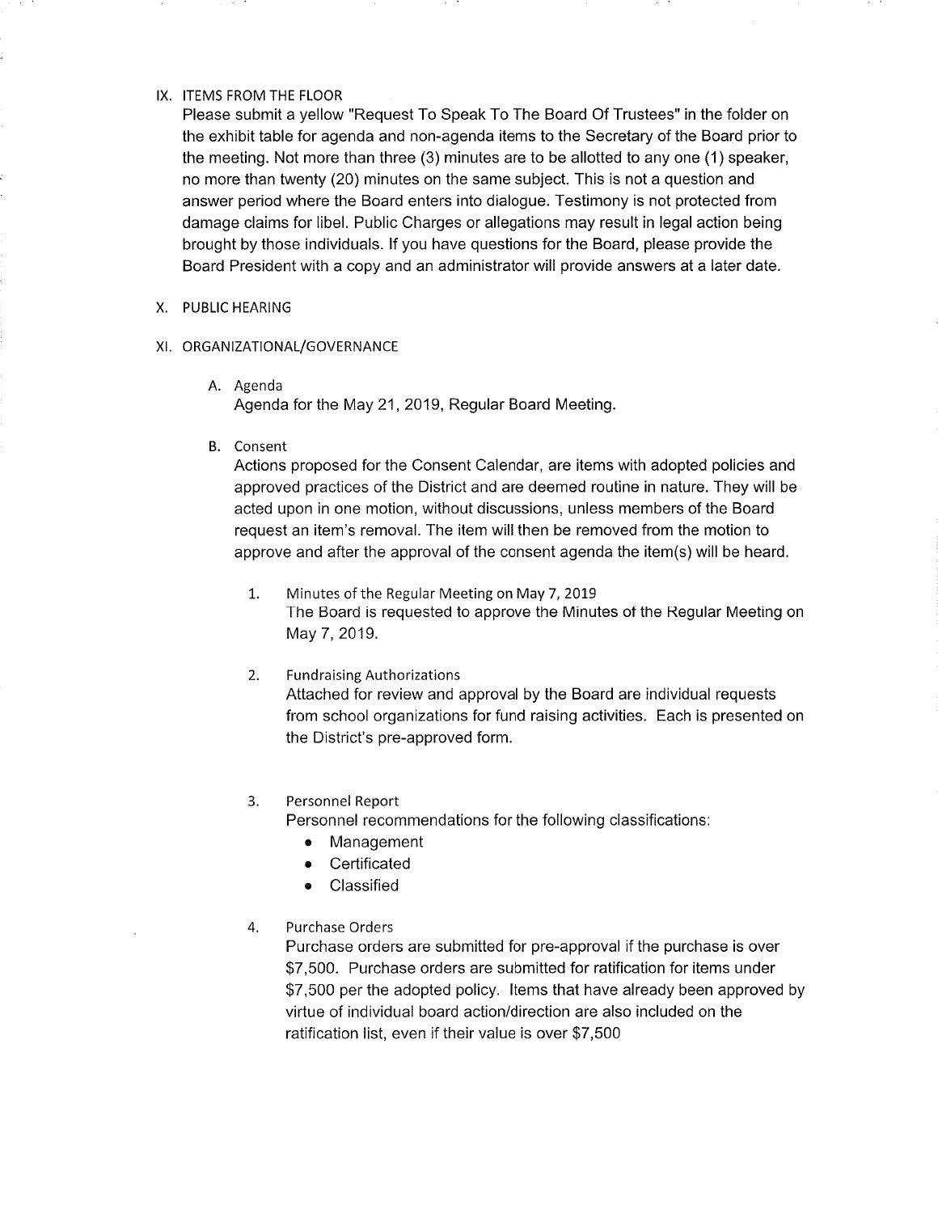## IX. ITEMS FROM THE FLOOR

Please submit a yellow "Request To Speak To The Board Of Trustees" in the folder on the exhibit table for agenda and non-agenda items to the Secretary of the Board prior to the meeting. Not more than three (3) minutes are to be allotted to any one (1) speaker, no more than twenty (20) minutes on the same subject. This is not a question and answer period where the Board enters into dialogue. Testimony is not protected from damage claims for libel. Public Charges or allegations may result in legal action being brought by those individuals. If you have questions for the Board, please provide the Board President with a copy and an administrator will provide answers at a later date.

## X. PUBLIC HEARING

## XI. ORGANIZATIONAL/GOVERNANCE

### A. Agenda

Agenda for the May 21, 2019, Regular Board Meeting.

### B. Consent

Actions proposed for the Consent Calendar, are items with adopted policies and approved practices of the District and are deemed routine in nature. They will be acted upon in one motion, without discussions, unless members of the Board request an item's removal. The item will then be removed from the motion to approve and after the approval of the consent agenda the item(s) will be heard.

1. Minutes of the Regular Meeting on May 7, 2019

   The Board is requested to approve the Minutes of the Regular Meeting on May 7, 2019.

2. Fundraising Authorizations

   Attached for review and approval by the Board are individual requests from school organizations for fund raising activities. Each is presented on the District's pre-approved form.

3. Personnel Report

   Personnel recommendations for the following classifications:
   - Management
   - Certificated
   - Classified

4. Purchase Orders

   Purchase orders are submitted for pre-approval if the purchase is over $7,500. Purchase orders are submitted for ratification for items under $7,500 per the adopted policy. Items that have already been approved by virtue of individual board action/direction are also included on the ratification list, even if their value is over $7,500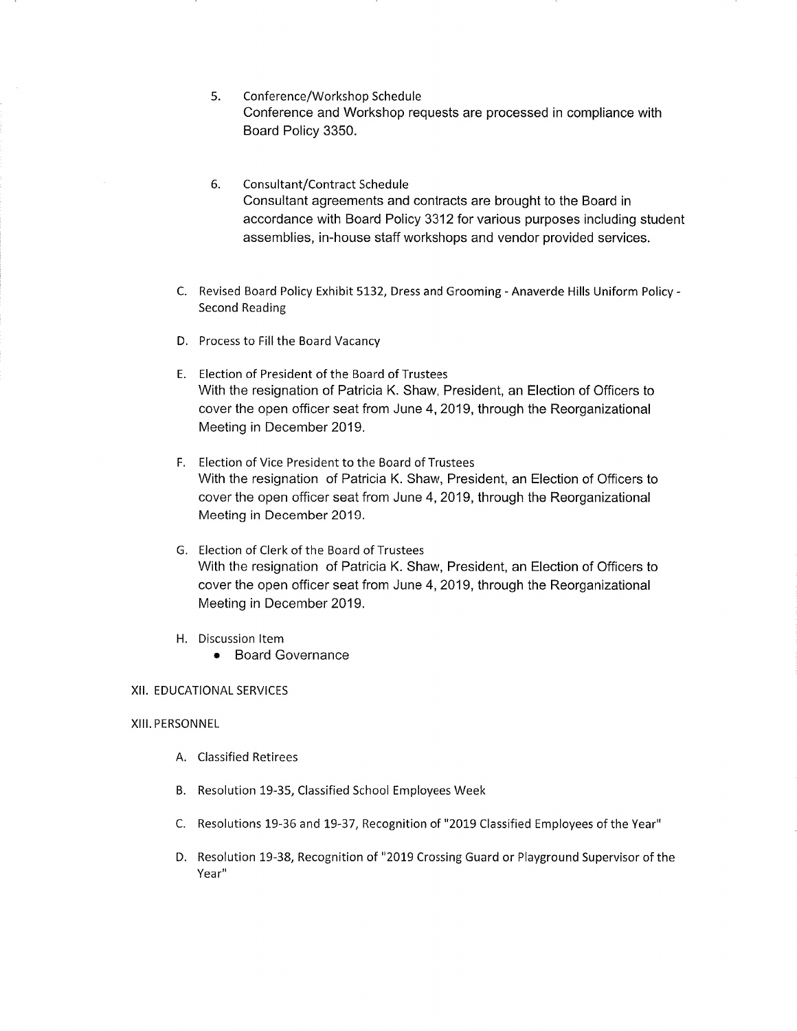5. Conference/Workshop Schedule
   Conference and Workshop requests are processed in compliance with Board Policy 3350.

6. Consultant/Contract Schedule
   Consultant agreements and contracts are brought to the Board in accordance with Board Policy 3312 for various purposes including student assemblies, in-house staff workshops and vendor provided services.

C. Revised Board Policy Exhibit 5132, Dress and Grooming - Anaverde Hills Uniform Policy - Second Reading

D. Process to Fill the Board Vacancy

E. Election of President of the Board of Trustees
   With the resignation of Patricia K. Shaw, President, an Election of Officers to cover the open officer seat from June 4, 2019, through the Reorganizational Meeting in December 2019.

F. Election of Vice President to the Board of Trustees
   With the resignation of Patricia K. Shaw, President, an Election of Officers to cover the open officer seat from June 4, 2019, through the Reorganizational Meeting in December 2019.

G. Election of Clerk of the Board of Trustees
   With the resignation of Patricia K. Shaw, President, an Election of Officers to cover the open officer seat from June 4, 2019, through the Reorganizational Meeting in December 2019.

H. Discussion Item
   - Board Governance

XII. EDUCATIONAL SERVICES

XIII. PERSONNEL

A. Classified Retirees

B. Resolution 19-35, Classified School Employees Week

C. Resolutions 19-36 and 19-37, Recognition of "2019 Classified Employees of the Year"

D. Resolution 19-38, Recognition of "2019 Crossing Guard or Playground Supervisor of the Year"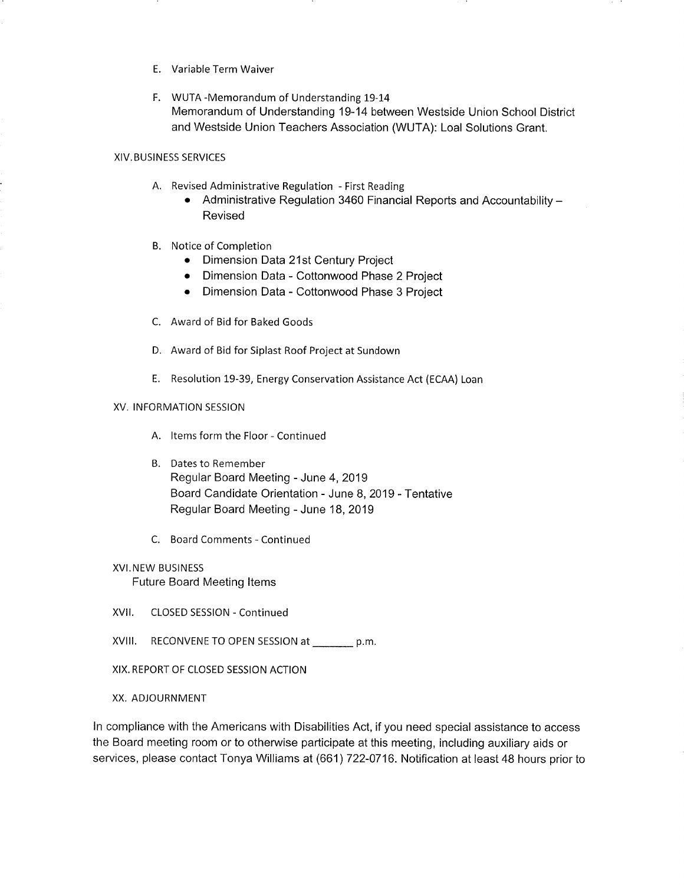E. Variable Term Waiver

F. WUTA -Memorandum of Understanding 19-14
   Memorandum of Understanding 19-14 between Westside Union School District and Westside Union Teachers Association (WUTA): Loal Solutions Grant.

XIV. BUSINESS SERVICES

A. Revised Administrative Regulation - First Reading
   - Administrative Regulation 3460 Financial Reports and Accountability – Revised

B. Notice of Completion
   - Dimension Data 21st Century Project
   - Dimension Data - Cottonwood Phase 2 Project
   - Dimension Data - Cottonwood Phase 3 Project

C. Award of Bid for Baked Goods

D. Award of Bid for Siplast Roof Project at Sundown

E. Resolution 19-39, Energy Conservation Assistance Act (ECAA) Loan

XV. INFORMATION SESSION

A. Items form the Floor - Continued

B. Dates to Remember
   Regular Board Meeting - June 4, 2019
   Board Candidate Orientation - June 8, 2019 - Tentative
   Regular Board Meeting - June 18, 2019

C. Board Comments - Continued

XVI. NEW BUSINESS
Future Board Meeting Items

XVII. CLOSED SESSION - Continued

XVIII. RECONVENE TO OPEN SESSION at _______ p.m.

XIX. REPORT OF CLOSED SESSION ACTION

XX. ADJOURNMENT

In compliance with the Americans with Disabilities Act, if you need special assistance to access the Board meeting room or to otherwise participate at this meeting, including auxiliary aids or services, please contact Tonya Williams at (661) 722-0716. Notification at least 48 hours prior to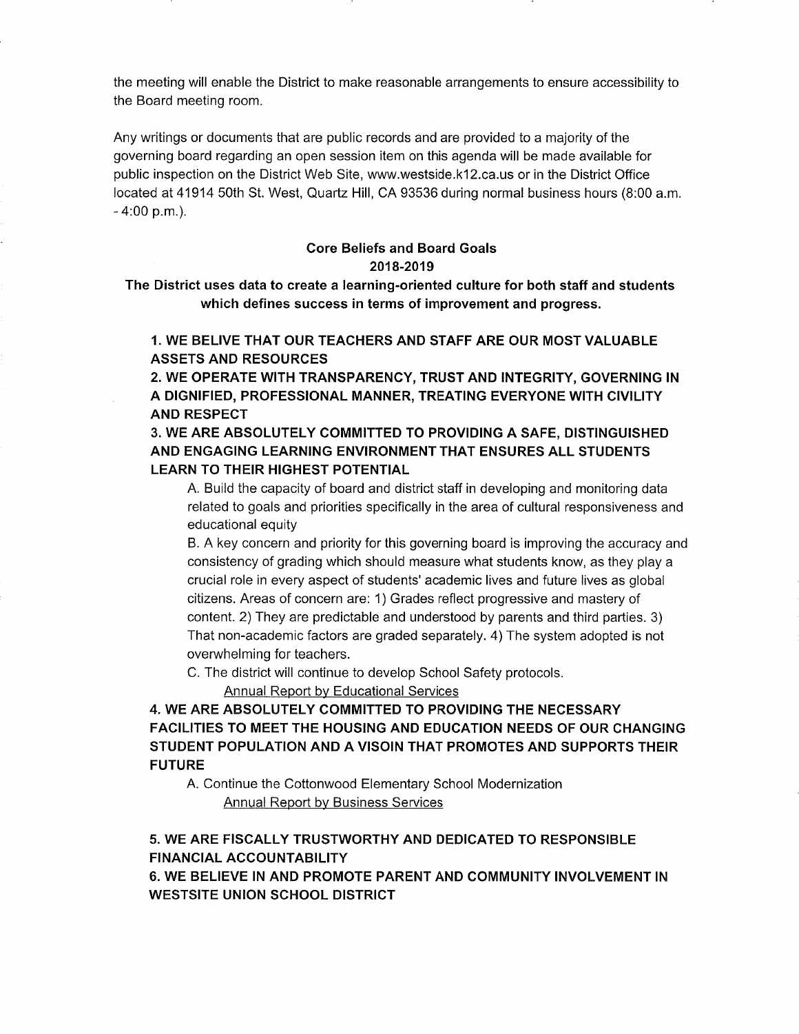the meeting will enable the District to make reasonable arrangements to ensure accessibility to the Board meeting room.

Any writings or documents that are public records and are provided to a majority of the governing board regarding an open session item on this agenda will be made available for public inspection on the District Web Site, www.westside.k12.ca.us or in the District Office located at 41914 50th St. West, Quartz Hill, CA 93536 during normal business hours (8:00 a.m. - 4:00 p.m.).

**Core Beliefs and Board Goals**
**2018-2019**

**The District uses data to create a learning-oriented culture for both staff and students which defines success in terms of improvement and progress.**

**1. WE BELIVE THAT OUR TEACHERS AND STAFF ARE OUR MOST VALUABLE ASSETS AND RESOURCES**

**2. WE OPERATE WITH TRANSPARENCY, TRUST AND INTEGRITY, GOVERNING IN A DIGNIFIED, PROFESSIONAL MANNER, TREATING EVERYONE WITH CIVILITY AND RESPECT**

**3. WE ARE ABSOLUTELY COMMITTED TO PROVIDING A SAFE, DISTINGUISHED AND ENGAGING LEARNING ENVIRONMENT THAT ENSURES ALL STUDENTS LEARN TO THEIR HIGHEST POTENTIAL**

A. Build the capacity of board and district staff in developing and monitoring data related to goals and priorities specifically in the area of cultural responsiveness and educational equity

B. A key concern and priority for this governing board is improving the accuracy and consistency of grading which should measure what students know, as they play a crucial role in every aspect of students' academic lives and future lives as global citizens. Areas of concern are: 1) Grades reflect progressive and mastery of content. 2) They are predictable and understood by parents and third parties. 3) That non-academic factors are graded separately. 4) The system adopted is not overwhelming for teachers.

C. The district will continue to develop School Safety protocols.

Annual Report by Educational Services

**4. WE ARE ABSOLUTELY COMMITTED TO PROVIDING THE NECESSARY FACILITIES TO MEET THE HOUSING AND EDUCATION NEEDS OF OUR CHANGING STUDENT POPULATION AND A VISOIN THAT PROMOTES AND SUPPORTS THEIR FUTURE**

A. Continue the Cottonwood Elementary School Modernization

Annual Report by Business Services

**5. WE ARE FISCALLY TRUSTWORTHY AND DEDICATED TO RESPONSIBLE FINANCIAL ACCOUNTABILITY**

**6. WE BELIEVE IN AND PROMOTE PARENT AND COMMUNITY INVOLVEMENT IN WESTSITE UNION SCHOOL DISTRICT**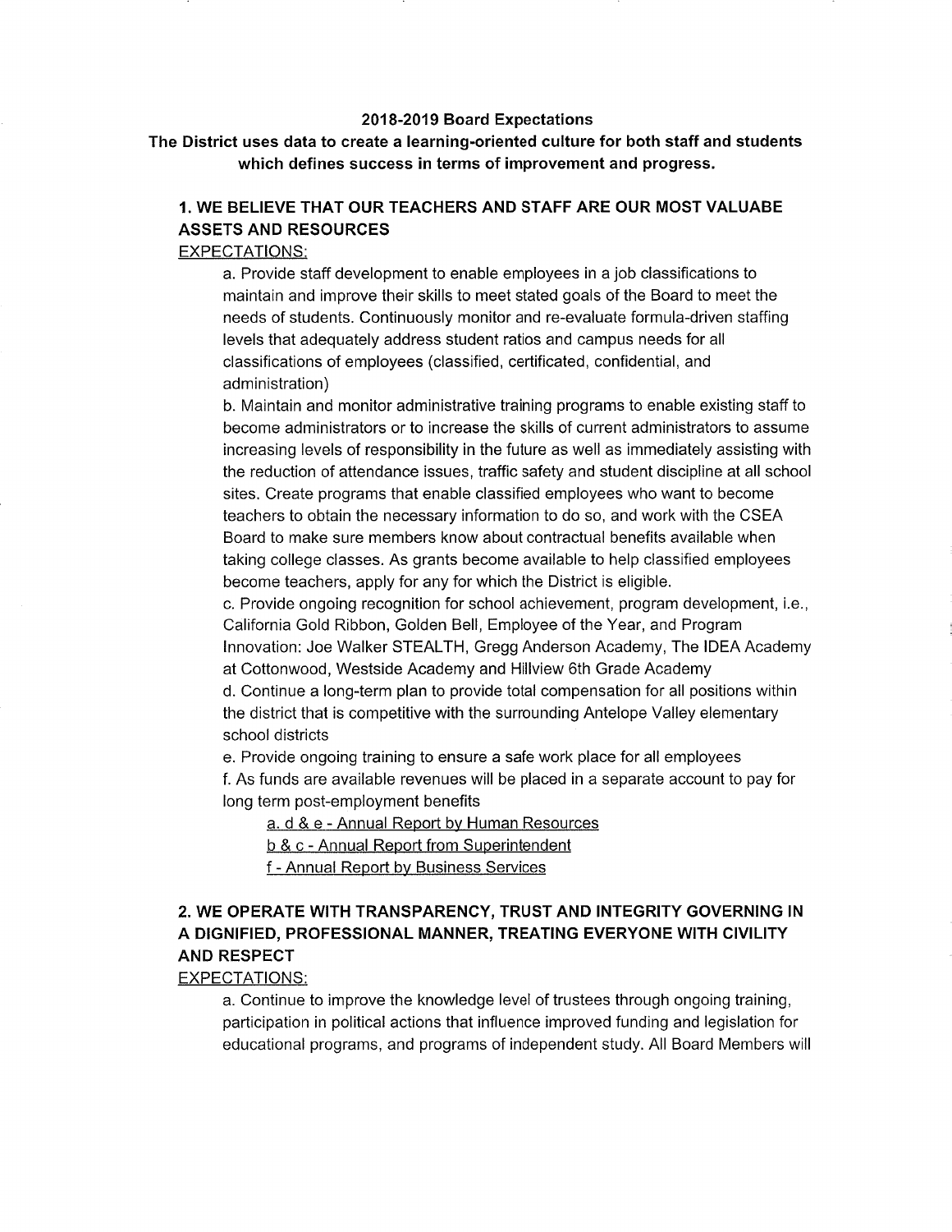**2018-2019 Board Expectations**

**The District uses data to create a learning-oriented culture for both staff and students which defines success in terms of improvement and progress.**

## 1. WE BELIEVE THAT OUR TEACHERS AND STAFF ARE OUR MOST VALUABE ASSETS AND RESOURCES

EXPECTATIONS:

a. Provide staff development to enable employees in a job classifications to maintain and improve their skills to meet stated goals of the Board to meet the needs of students. Continuously monitor and re-evaluate formula-driven staffing levels that adequately address student ratios and campus needs for all classifications of employees (classified, certificated, confidential, and administration)

b. Maintain and monitor administrative training programs to enable existing staff to become administrators or to increase the skills of current administrators to assume increasing levels of responsibility in the future as well as immediately assisting with the reduction of attendance issues, traffic safety and student discipline at all school sites. Create programs that enable classified employees who want to become teachers to obtain the necessary information to do so, and work with the CSEA Board to make sure members know about contractual benefits available when taking college classes. As grants become available to help classified employees become teachers, apply for any for which the District is eligible.

c. Provide ongoing recognition for school achievement, program development, i.e., California Gold Ribbon, Golden Bell, Employee of the Year, and Program Innovation: Joe Walker STEALTH, Gregg Anderson Academy, The IDEA Academy at Cottonwood, Westside Academy and Hillview 6th Grade Academy

d. Continue a long-term plan to provide total compensation for all positions within the district that is competitive with the surrounding Antelope Valley elementary school districts

e. Provide ongoing training to ensure a safe work place for all employees

f. As funds are available revenues will be placed in a separate account to pay for long term post-employment benefits

a. d & e - Annual Report by Human Resources

b & c - Annual Report from Superintendent

f - Annual Report by Business Services

## 2. WE OPERATE WITH TRANSPARENCY, TRUST AND INTEGRITY GOVERNING IN A DIGNIFIED, PROFESSIONAL MANNER, TREATING EVERYONE WITH CIVILITY AND RESPECT

EXPECTATIONS:

a. Continue to improve the knowledge level of trustees through ongoing training, participation in political actions that influence improved funding and legislation for educational programs, and programs of independent study. All Board Members will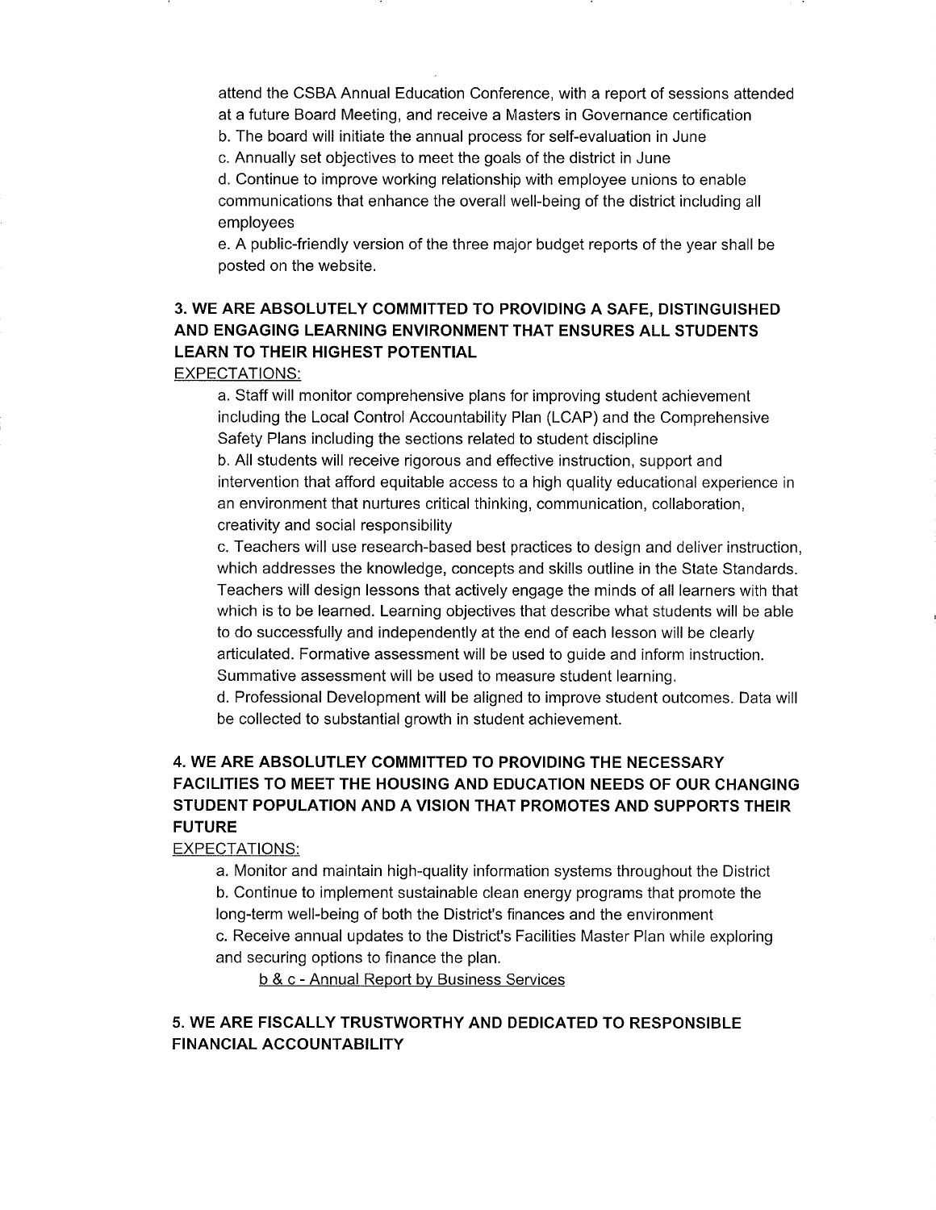attend the CSBA Annual Education Conference, with a report of sessions attended at a future Board Meeting, and receive a Masters in Governance certification

b. The board will initiate the annual process for self-evaluation in June

c. Annually set objectives to meet the goals of the district in June

d. Continue to improve working relationship with employee unions to enable communications that enhance the overall well-being of the district including all employees

e. A public-friendly version of the three major budget reports of the year shall be posted on the website.

**3. WE ARE ABSOLUTELY COMMITTED TO PROVIDING A SAFE, DISTINGUISHED AND ENGAGING LEARNING ENVIRONMENT THAT ENSURES ALL STUDENTS LEARN TO THEIR HIGHEST POTENTIAL**

EXPECTATIONS:

a. Staff will monitor comprehensive plans for improving student achievement including the Local Control Accountability Plan (LCAP) and the Comprehensive Safety Plans including the sections related to student discipline

b. All students will receive rigorous and effective instruction, support and intervention that afford equitable access to a high quality educational experience in an environment that nurtures critical thinking, communication, collaboration, creativity and social responsibility

c. Teachers will use research-based best practices to design and deliver instruction, which addresses the knowledge, concepts and skills outline in the State Standards. Teachers will design lessons that actively engage the minds of all learners with that which is to be learned. Learning objectives that describe what students will be able to do successfully and independently at the end of each lesson will be clearly articulated. Formative assessment will be used to guide and inform instruction. Summative assessment will be used to measure student learning.

d. Professional Development will be aligned to improve student outcomes. Data will be collected to substantial growth in student achievement.

**4. WE ARE ABSOLUTLEY COMMITTED TO PROVIDING THE NECESSARY FACILITIES TO MEET THE HOUSING AND EDUCATION NEEDS OF OUR CHANGING STUDENT POPULATION AND A VISION THAT PROMOTES AND SUPPORTS THEIR FUTURE**

EXPECTATIONS:

a. Monitor and maintain high-quality information systems throughout the District

b. Continue to implement sustainable clean energy programs that promote the long-term well-being of both the District's finances and the environment

c. Receive annual updates to the District's Facilities Master Plan while exploring and securing options to finance the plan.

b & c - Annual Report by Business Services

**5. WE ARE FISCALLY TRUSTWORTHY AND DEDICATED TO RESPONSIBLE FINANCIAL ACCOUNTABILITY**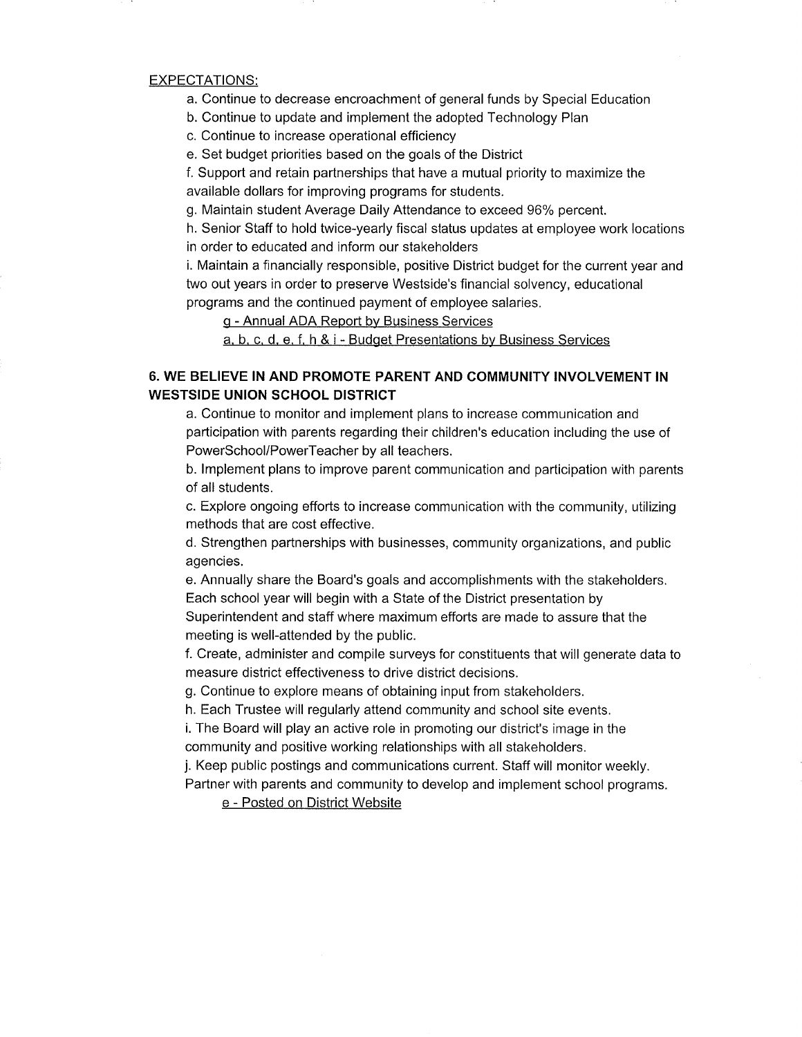<u>EXPECTATIONS:</u>

a. Continue to decrease encroachment of general funds by Special Education

b. Continue to update and implement the adopted Technology Plan

c. Continue to increase operational efficiency

e. Set budget priorities based on the goals of the District

f. Support and retain partnerships that have a mutual priority to maximize the available dollars for improving programs for students.

g. Maintain student Average Daily Attendance to exceed 96% percent.

h. Senior Staff to hold twice-yearly fiscal status updates at employee work locations in order to educated and inform our stakeholders

i. Maintain a financially responsible, positive District budget for the current year and two out years in order to preserve Westside's financial solvency, educational programs and the continued payment of employee salaries.

<u>g - Annual ADA Report by Business Services</u>

<u>a, b, c, d, e, f, h & i - Budget Presentations by Business Services</u>

### 6. WE BELIEVE IN AND PROMOTE PARENT AND COMMUNITY INVOLVEMENT IN WESTSIDE UNION SCHOOL DISTRICT

a. Continue to monitor and implement plans to increase communication and participation with parents regarding their children's education including the use of PowerSchool/PowerTeacher by all teachers.

b. Implement plans to improve parent communication and participation with parents of all students.

c. Explore ongoing efforts to increase communication with the community, utilizing methods that are cost effective.

d. Strengthen partnerships with businesses, community organizations, and public agencies.

e. Annually share the Board's goals and accomplishments with the stakeholders. Each school year will begin with a State of the District presentation by Superintendent and staff where maximum efforts are made to assure that the meeting is well-attended by the public.

f. Create, administer and compile surveys for constituents that will generate data to measure district effectiveness to drive district decisions.

g. Continue to explore means of obtaining input from stakeholders.

h. Each Trustee will regularly attend community and school site events.

i. The Board will play an active role in promoting our district's image in the community and positive working relationships with all stakeholders.

j. Keep public postings and communications current. Staff will monitor weekly. Partner with parents and community to develop and implement school programs.

<u>e - Posted on District Website</u>